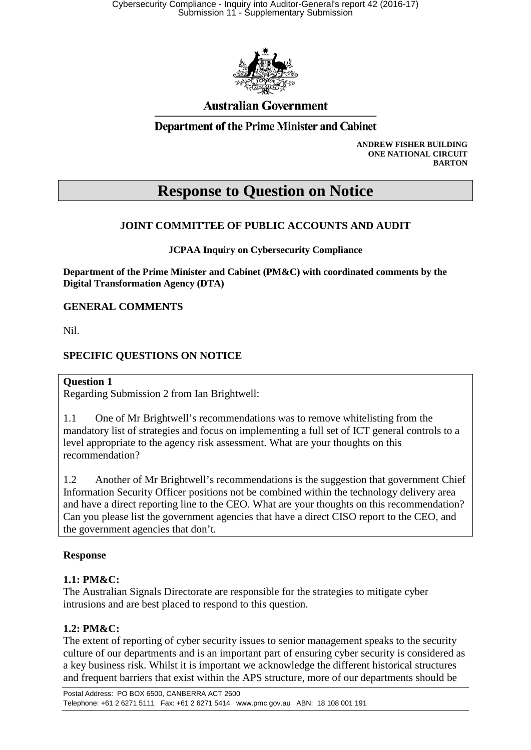Australian Government

Department of the Prime Minister and Cabinet

**ANDREW FISHER BUILDING**
**ONE NATIONAL CIRCUIT**
**BARTON**

# Response to Question on Notice

## JOINT COMMITTEE OF PUBLIC ACCOUNTS AND AUDIT

**JCPAA Inquiry on Cybersecurity Compliance**

**Department of the Prime Minister and Cabinet (PM&C) with coordinated comments by the Digital Transformation Agency (DTA)**

### GENERAL COMMENTS

Nil.

### SPECIFIC QUESTIONS ON NOTICE

**Question 1**
Regarding Submission 2 from Ian Brightwell:

1.1 One of Mr Brightwell's recommendations was to remove whitelisting from the mandatory list of strategies and focus on implementing a full set of ICT general controls to a level appropriate to the agency risk assessment. What are your thoughts on this recommendation?

1.2 Another of Mr Brightwell's recommendations is the suggestion that government Chief Information Security Officer positions not be combined within the technology delivery area and have a direct reporting line to the CEO. What are your thoughts on this recommendation? Can you please list the government agencies that have a direct CISO report to the CEO, and the government agencies that don't.

### Response

**1.1: PM&C:**
The Australian Signals Directorate are responsible for the strategies to mitigate cyber intrusions and are best placed to respond to this question.

**1.2: PM&C:**
The extent of reporting of cyber security issues to senior management speaks to the security culture of our departments and is an important part of ensuring cyber security is considered as a key business risk. Whilst it is important we acknowledge the different historical structures and frequent barriers that exist within the APS structure, more of our departments should be

Postal Address: PO BOX 6500, CANBERRA ACT 2600
Telephone: +61 2 6271 5111 Fax: +61 2 6271 5414 www.pmc.gov.au ABN: 18 108 001 191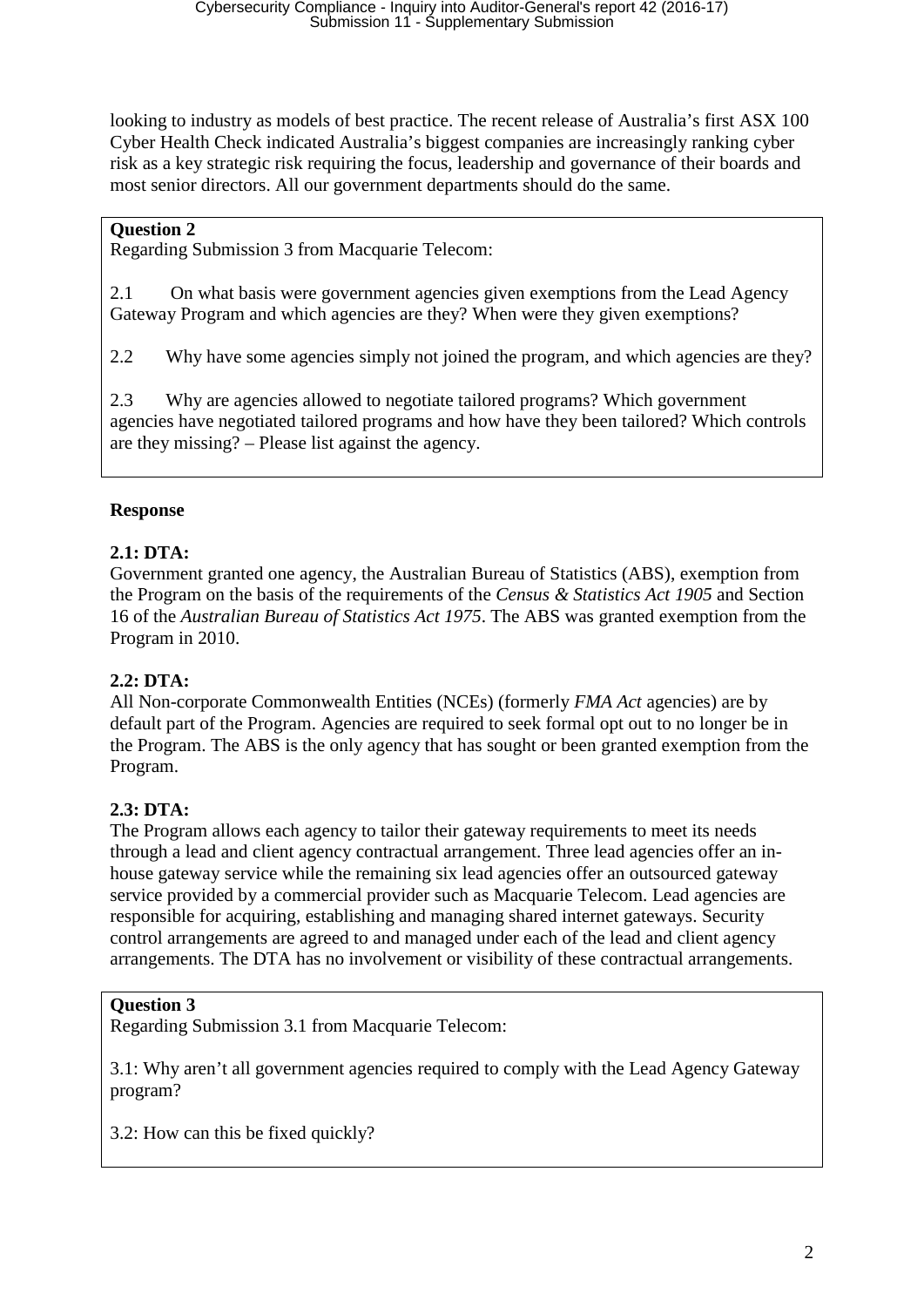looking to industry as models of best practice. The recent release of Australia's first ASX 100 Cyber Health Check indicated Australia's biggest companies are increasingly ranking cyber risk as a key strategic risk requiring the focus, leadership and governance of their boards and most senior directors. All our government departments should do the same.

**Question 2**

Regarding Submission 3 from Macquarie Telecom:

2.1 On what basis were government agencies given exemptions from the Lead Agency Gateway Program and which agencies are they? When were they given exemptions?

2.2 Why have some agencies simply not joined the program, and which agencies are they?

2.3 Why are agencies allowed to negotiate tailored programs? Which government agencies have negotiated tailored programs and how have they been tailored? Which controls are they missing? – Please list against the agency.

**Response**

**2.1: DTA:**

Government granted one agency, the Australian Bureau of Statistics (ABS), exemption from the Program on the basis of the requirements of the *Census & Statistics Act 1905* and Section 16 of the *Australian Bureau of Statistics Act 1975*. The ABS was granted exemption from the Program in 2010.

**2.2: DTA:**

All Non-corporate Commonwealth Entities (NCEs) (formerly *FMA Act* agencies) are by default part of the Program. Agencies are required to seek formal opt out to no longer be in the Program. The ABS is the only agency that has sought or been granted exemption from the Program.

**2.3: DTA:**

The Program allows each agency to tailor their gateway requirements to meet its needs through a lead and client agency contractual arrangement. Three lead agencies offer an in-house gateway service while the remaining six lead agencies offer an outsourced gateway service provided by a commercial provider such as Macquarie Telecom. Lead agencies are responsible for acquiring, establishing and managing shared internet gateways. Security control arrangements are agreed to and managed under each of the lead and client agency arrangements. The DTA has no involvement or visibility of these contractual arrangements.

**Question 3**

Regarding Submission 3.1 from Macquarie Telecom:

3.1: Why aren't all government agencies required to comply with the Lead Agency Gateway program?

3.2: How can this be fixed quickly?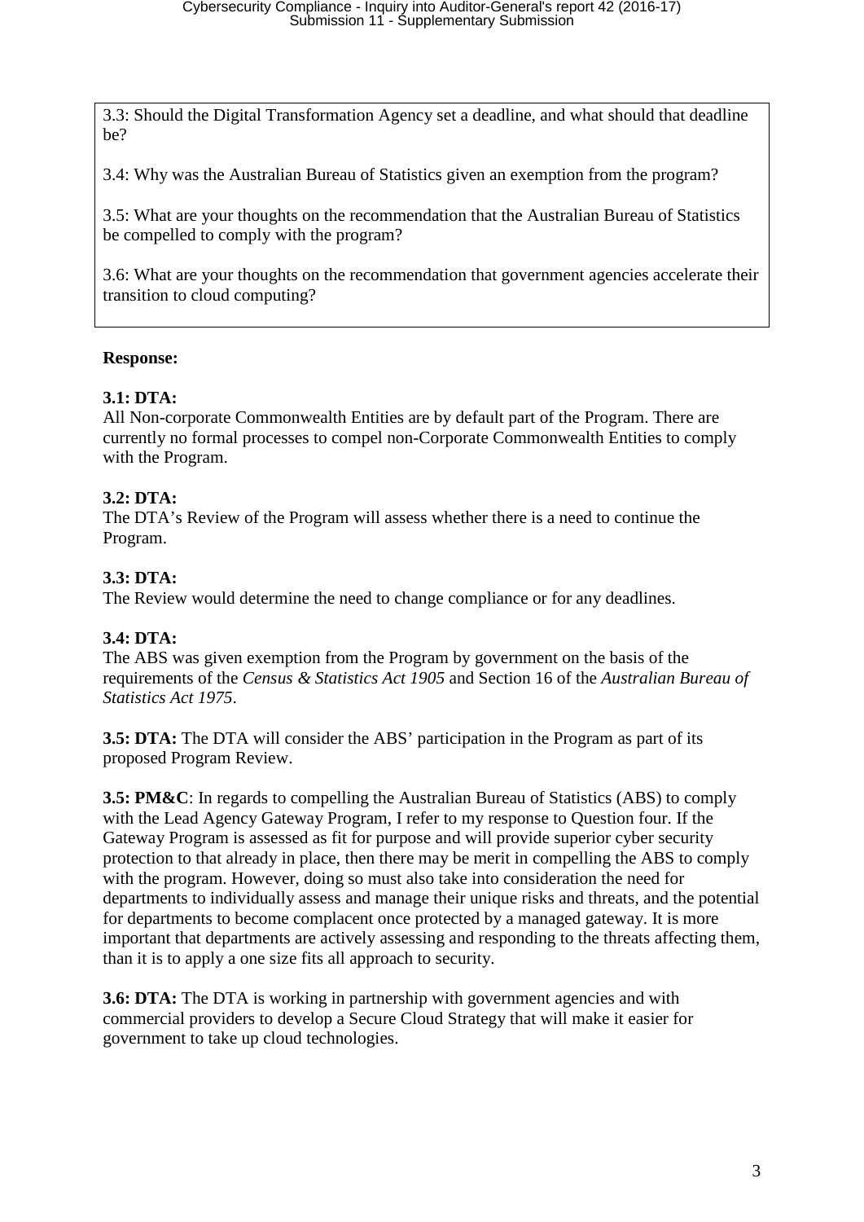3.3: Should the Digital Transformation Agency set a deadline, and what should that deadline be?

3.4: Why was the Australian Bureau of Statistics given an exemption from the program?

3.5: What are your thoughts on the recommendation that the Australian Bureau of Statistics be compelled to comply with the program?

3.6: What are your thoughts on the recommendation that government agencies accelerate their transition to cloud computing?

**Response:**

**3.1: DTA:**
All Non-corporate Commonwealth Entities are by default part of the Program. There are currently no formal processes to compel non-Corporate Commonwealth Entities to comply with the Program.

**3.2: DTA:**
The DTA's Review of the Program will assess whether there is a need to continue the Program.

**3.3: DTA:**
The Review would determine the need to change compliance or for any deadlines.

**3.4: DTA:**
The ABS was given exemption from the Program by government on the basis of the requirements of the *Census & Statistics Act 1905* and Section 16 of the *Australian Bureau of Statistics Act 1975*.

**3.5: DTA:** The DTA will consider the ABS' participation in the Program as part of its proposed Program Review.

**3.5: PM&C**: In regards to compelling the Australian Bureau of Statistics (ABS) to comply with the Lead Agency Gateway Program, I refer to my response to Question four. If the Gateway Program is assessed as fit for purpose and will provide superior cyber security protection to that already in place, then there may be merit in compelling the ABS to comply with the program. However, doing so must also take into consideration the need for departments to individually assess and manage their unique risks and threats, and the potential for departments to become complacent once protected by a managed gateway. It is more important that departments are actively assessing and responding to the threats affecting them, than it is to apply a one size fits all approach to security.

**3.6: DTA:** The DTA is working in partnership with government agencies and with commercial providers to develop a Secure Cloud Strategy that will make it easier for government to take up cloud technologies.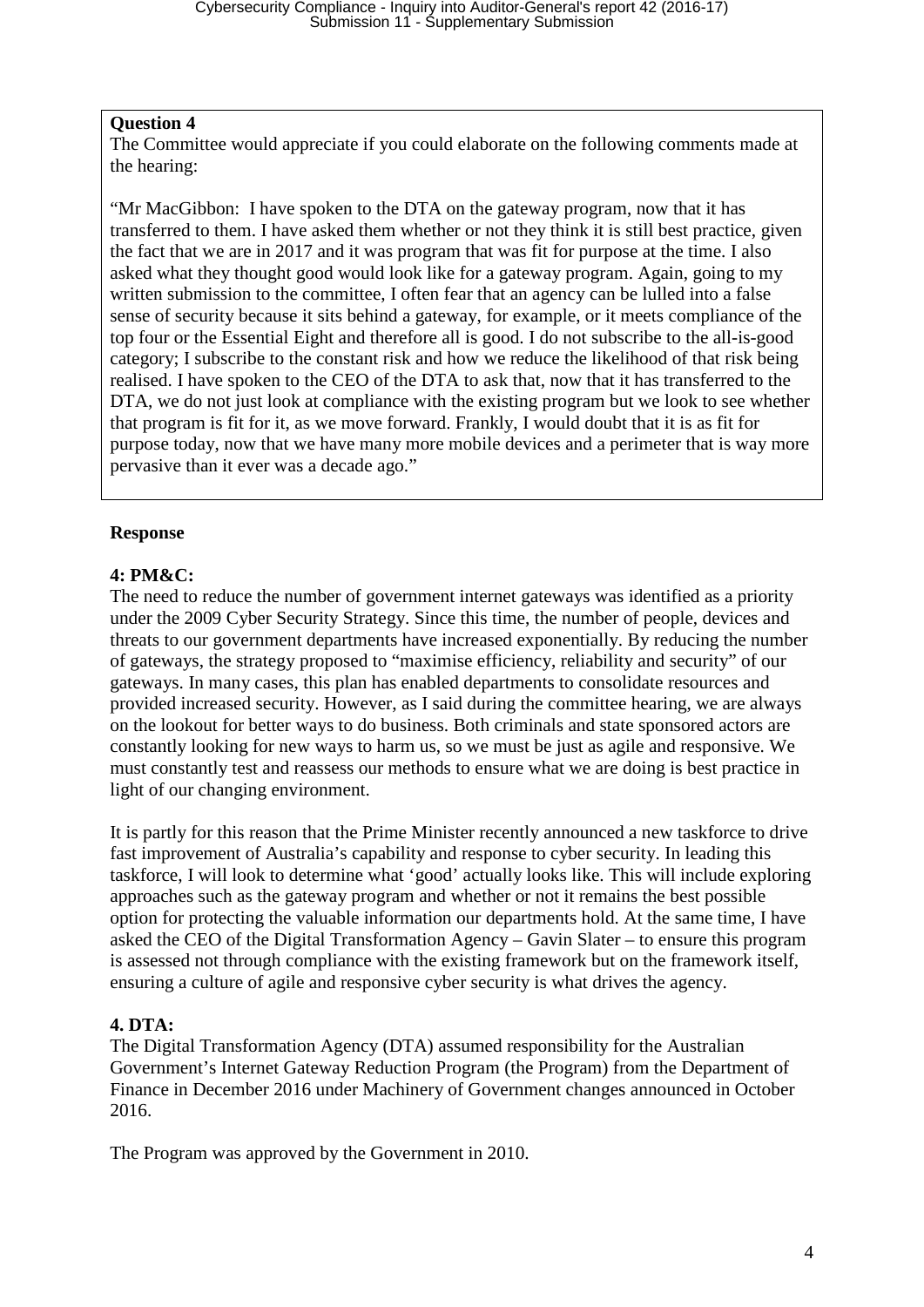**Question 4**

The Committee would appreciate if you could elaborate on the following comments made at the hearing:

"Mr MacGibbon: I have spoken to the DTA on the gateway program, now that it has transferred to them. I have asked them whether or not they think it is still best practice, given the fact that we are in 2017 and it was program that was fit for purpose at the time. I also asked what they thought good would look like for a gateway program. Again, going to my written submission to the committee, I often fear that an agency can be lulled into a false sense of security because it sits behind a gateway, for example, or it meets compliance of the top four or the Essential Eight and therefore all is good. I do not subscribe to the all-is-good category; I subscribe to the constant risk and how we reduce the likelihood of that risk being realised. I have spoken to the CEO of the DTA to ask that, now that it has transferred to the DTA, we do not just look at compliance with the existing program but we look to see whether that program is fit for it, as we move forward. Frankly, I would doubt that it is as fit for purpose today, now that we have many more mobile devices and a perimeter that is way more pervasive than it ever was a decade ago."

**Response**

**4: PM&C:**

The need to reduce the number of government internet gateways was identified as a priority under the 2009 Cyber Security Strategy. Since this time, the number of people, devices and threats to our government departments have increased exponentially. By reducing the number of gateways, the strategy proposed to "maximise efficiency, reliability and security" of our gateways. In many cases, this plan has enabled departments to consolidate resources and provided increased security. However, as I said during the committee hearing, we are always on the lookout for better ways to do business. Both criminals and state sponsored actors are constantly looking for new ways to harm us, so we must be just as agile and responsive. We must constantly test and reassess our methods to ensure what we are doing is best practice in light of our changing environment.

It is partly for this reason that the Prime Minister recently announced a new taskforce to drive fast improvement of Australia's capability and response to cyber security. In leading this taskforce, I will look to determine what 'good' actually looks like. This will include exploring approaches such as the gateway program and whether or not it remains the best possible option for protecting the valuable information our departments hold. At the same time, I have asked the CEO of the Digital Transformation Agency – Gavin Slater – to ensure this program is assessed not through compliance with the existing framework but on the framework itself, ensuring a culture of agile and responsive cyber security is what drives the agency.

**4. DTA:**

The Digital Transformation Agency (DTA) assumed responsibility for the Australian Government's Internet Gateway Reduction Program (the Program) from the Department of Finance in December 2016 under Machinery of Government changes announced in October 2016.

The Program was approved by the Government in 2010.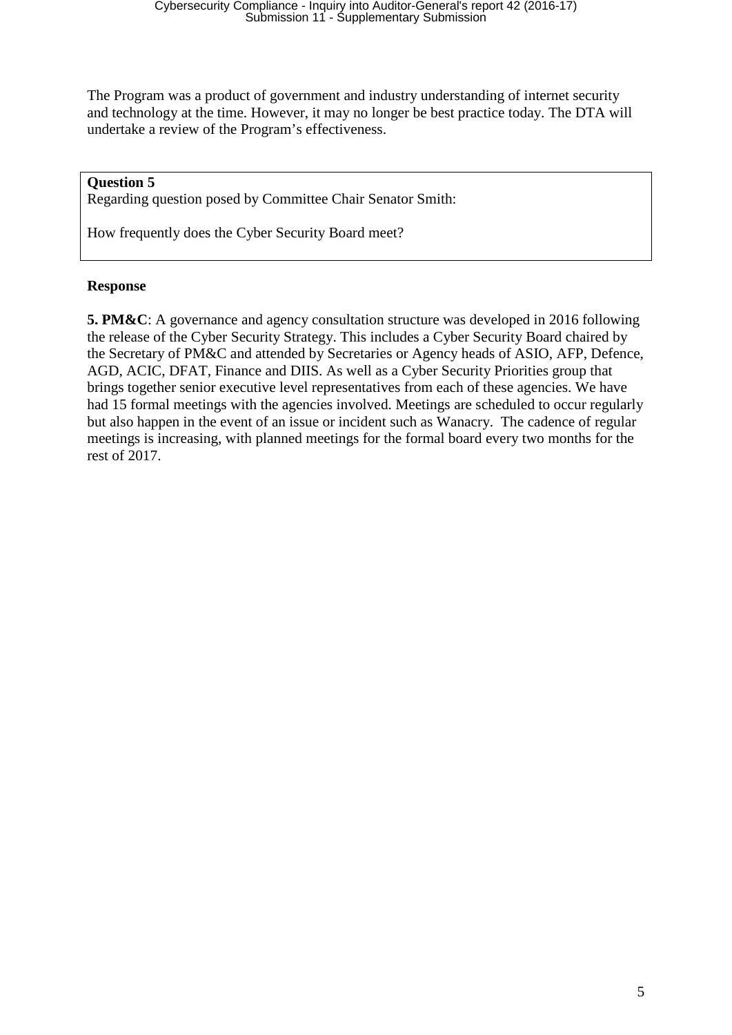The Program was a product of government and industry understanding of internet security and technology at the time. However, it may no longer be best practice today. The DTA will undertake a review of the Program's effectiveness.

**Question 5**

Regarding question posed by Committee Chair Senator Smith:

How frequently does the Cyber Security Board meet?

**Response**

**5. PM&C**: A governance and agency consultation structure was developed in 2016 following the release of the Cyber Security Strategy. This includes a Cyber Security Board chaired by the Secretary of PM&C and attended by Secretaries or Agency heads of ASIO, AFP, Defence, AGD, ACIC, DFAT, Finance and DIIS. As well as a Cyber Security Priorities group that brings together senior executive level representatives from each of these agencies. We have had 15 formal meetings with the agencies involved. Meetings are scheduled to occur regularly but also happen in the event of an issue or incident such as Wanacry. The cadence of regular meetings is increasing, with planned meetings for the formal board every two months for the rest of 2017.